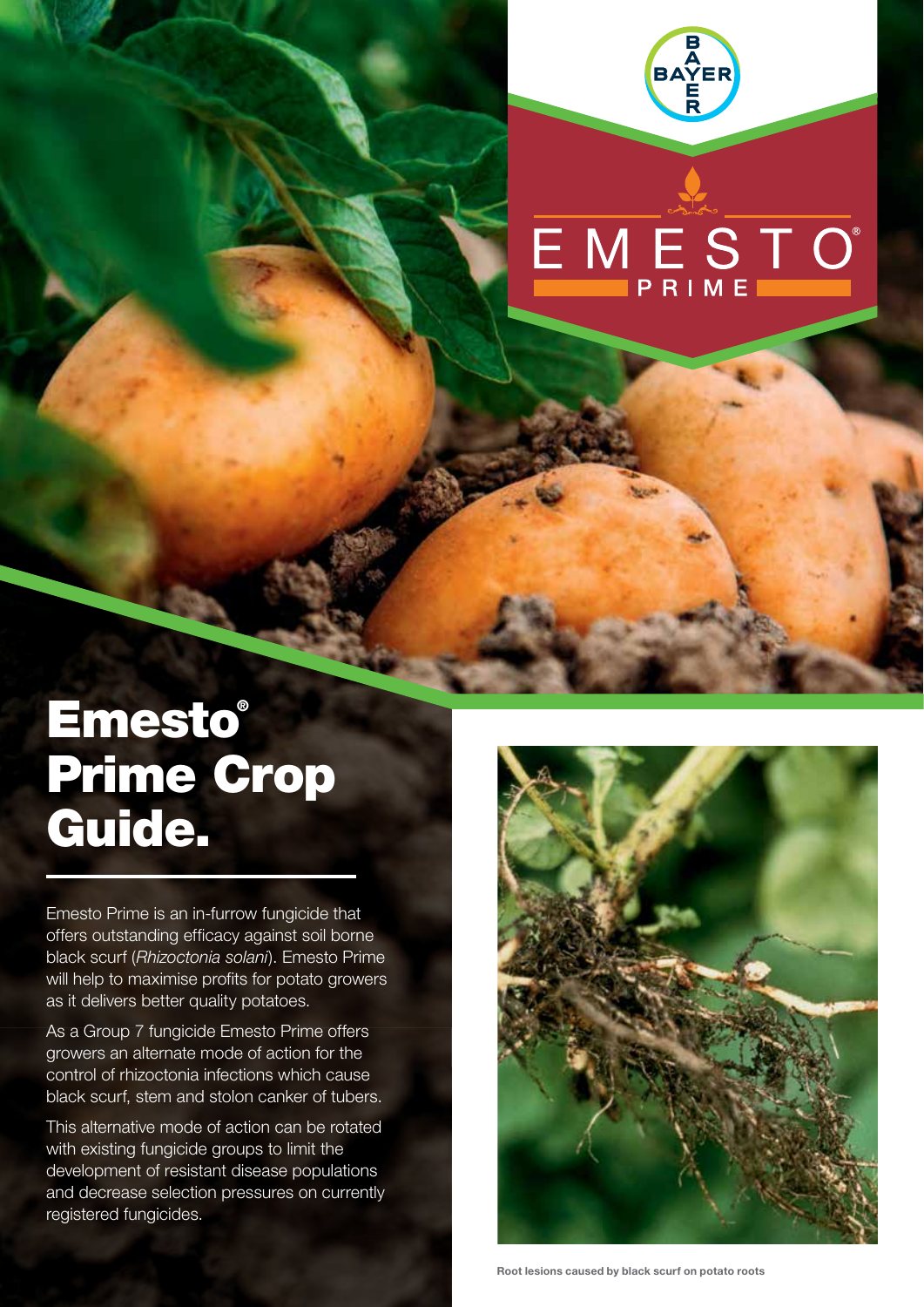# Emesto® Prime Crop Guide.

Emesto Prime is an in-furrow fungicide that offers outstanding efficacy against soil borne black scurf (*Rhizoctonia solani*). Emesto Prime will help to maximise profits for potato growers as it delivers better quality potatoes.

As a Group 7 fungicide Emesto Prime offers growers an alternate mode of action for the control of rhizoctonia infections which cause black scurf, stem and stolon canker of tubers.

This alternative mode of action can be rotated with existing fungicide groups to limit the development of resistant disease populations and decrease selection pressures on currently registered fungicides.

Root lesions caused by black scurf on potato roots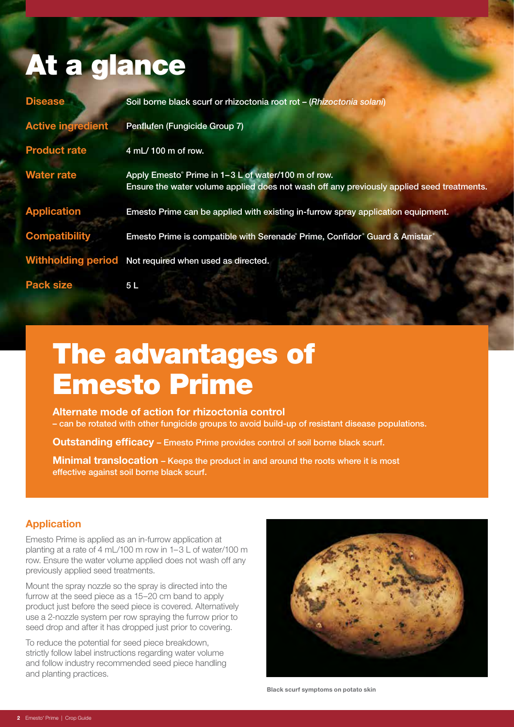# At a glance

| | |
|---|---|
| **Disease** | Soil borne black scurf or rhizoctonia root rot – (*Rhizoctonia solani*) |
| **Active ingredient** | Penflufen (Fungicide Group 7) |
| **Product rate** | 4 mL/ 100 m of row. |
| **Water rate** | Apply Emesto® Prime in 1–3 L of water/100 m of row. Ensure the water volume applied does not wash off any previously applied seed treatments. |
| **Application** | Emesto Prime can be applied with existing in-furrow spray application equipment. |
| **Compatibility** | Emesto Prime is compatible with Serenade® Prime, Confidor® Guard & Amistar® |
| **Withholding period** | Not required when used as directed. |
| **Pack size** | 5 L |

# The advantages of Emesto Prime

**Alternate mode of action for rhizoctonia control** – can be rotated with other fungicide groups to avoid build-up of resistant disease populations.

**Outstanding efficacy** – Emesto Prime provides control of soil borne black scurf.

**Minimal translocation** – Keeps the product in and around the roots where it is most effective against soil borne black scurf.

## Application

Emesto Prime is applied as an in-furrow application at planting at a rate of 4 mL/100 m row in 1–3 L of water/100 m row. Ensure the water volume applied does not wash off any previously applied seed treatments.

Mount the spray nozzle so the spray is directed into the furrow at the seed piece as a 15–20 cm band to apply product just before the seed piece is covered. Alternatively use a 2-nozzle system per row spraying the furrow prior to seed drop and after it has dropped just prior to covering.

To reduce the potential for seed piece breakdown, strictly follow label instructions regarding water volume and follow industry recommended seed piece handling and planting practices.

Black scurf symptoms on potato skin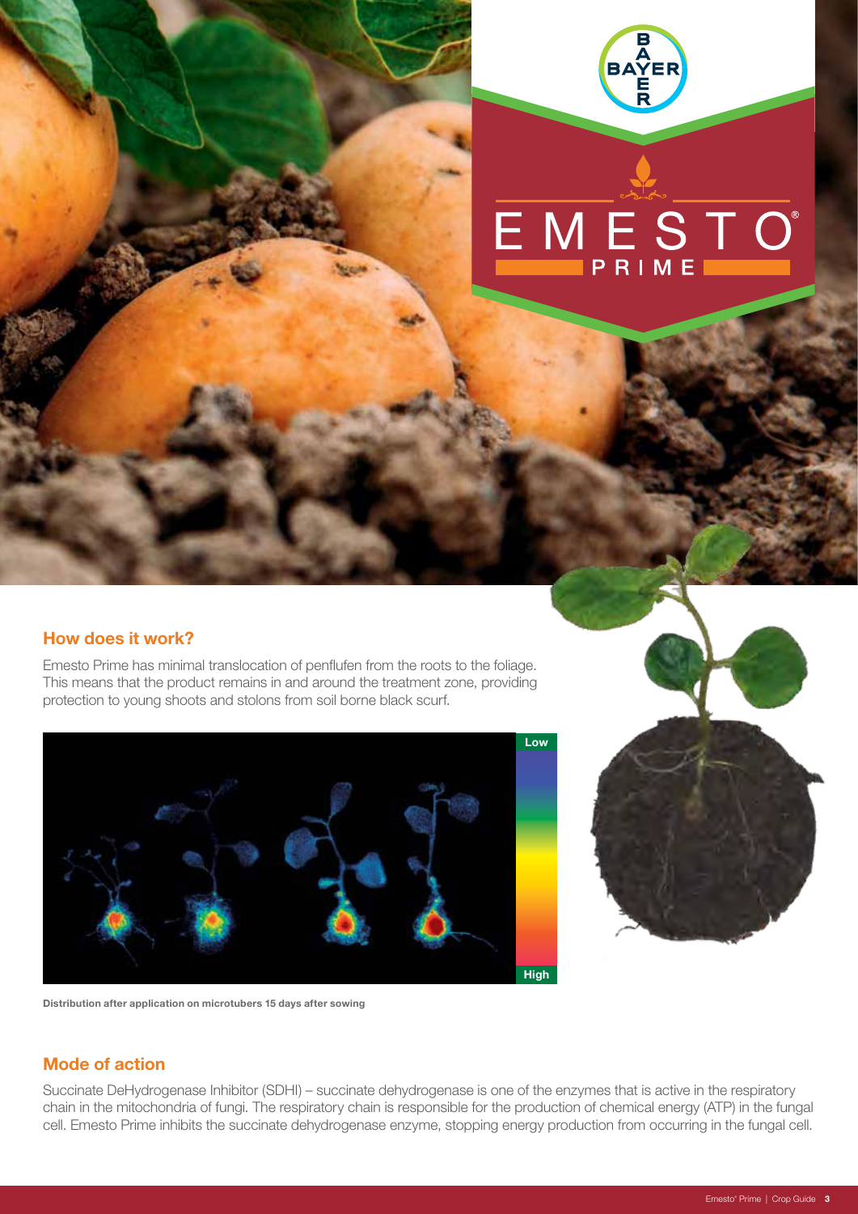## How does it work?

Emesto Prime has minimal translocation of penflufen from the roots to the foliage. This means that the product remains in and around the treatment zone, providing protection to young shoots and stolons from soil borne black scurf.

Distribution after application on microtubers 15 days after sowing

## Mode of action

Succinate DeHydrogenase Inhibitor (SDHI) – succinate dehydrogenase is one of the enzymes that is active in the respiratory chain in the mitochondria of fungi. The respiratory chain is responsible for the production of chemical energy (ATP) in the fungal cell. Emesto Prime inhibits the succinate dehydrogenase enzyme, stopping energy production from occurring in the fungal cell.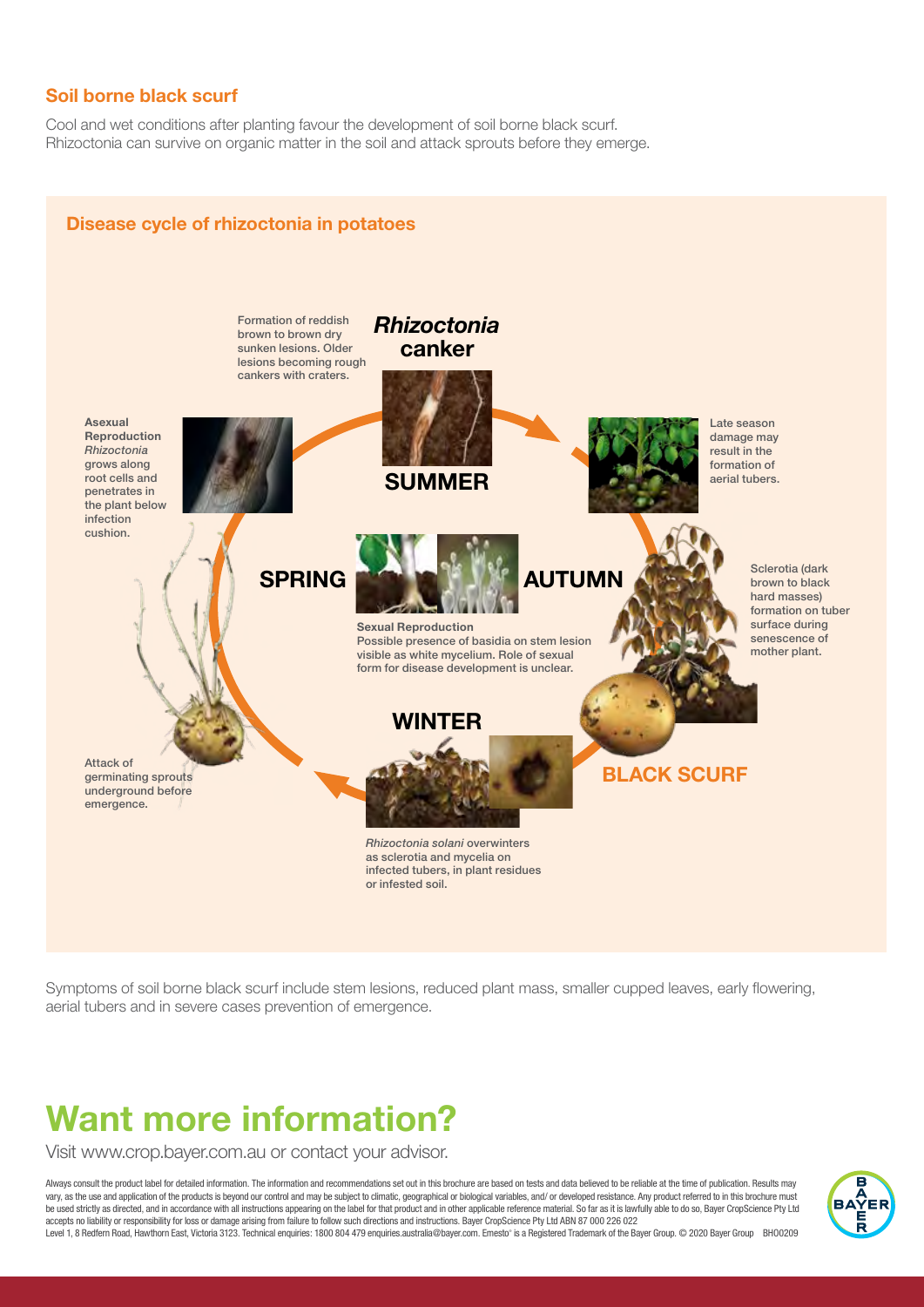## Soil borne black scurf

Cool and wet conditions after planting favour the development of soil borne black scurf. Rhizoctonia can survive on organic matter in the soil and attack sprouts before they emerge.

### Disease cycle of rhizoctonia in potatoes

*Rhizoctonia* canker

Formation of reddish brown to brown dry sunken lesions. Older lesions becoming rough cankers with craters.

SUMMER

Late season damage may result in the formation of aerial tubers.

AUTUMN

Sclerotia (dark brown to black hard masses) formation on tuber surface during senescence of mother plant.

BLACK SCURF

WINTER

*Rhizoctonia solani* overwinters as sclerotia and mycelia on infected tubers, in plant residues or infested soil.

Attack of germinating sprouts underground before emergence.

SPRING

Asexual Reproduction *Rhizoctonia* grows along root cells and penetrates in the plant below infection cushion.

Sexual Reproduction
Possible presence of basidia on stem lesion visible as white mycelium. Role of sexual form for disease development is unclear.

Symptoms of soil borne black scurf include stem lesions, reduced plant mass, smaller cupped leaves, early flowering, aerial tubers and in severe cases prevention of emergence.

# Want more information?

Visit www.crop.bayer.com.au or contact your advisor.

Always consult the product label for detailed information. The information and recommendations set out in this brochure are based on tests and data believed to be reliable at the time of publication. Results may vary, as the use and application of the products is beyond our control and may be subject to climatic, geographical or biological variables, and/ or developed resistance. Any product referred to in this brochure must be used strictly as directed, and in accordance with all instructions appearing on the label for that product and in other applicable reference material. So far as it is lawfully able to do so, Bayer CropScience Pty Ltd accepts no liability or responsibility for loss or damage arising from failure to follow such directions and instructions. Bayer CropScience Pty Ltd ABN 87 000 226 022
Level 1, 8 Redfern Road, Hawthorn East, Victoria 3123. Technical enquiries: 1800 804 479 enquiries.australia@bayer.com. Emesto® is a Registered Trademark of the Bayer Group. © 2020 Bayer Group BH00209